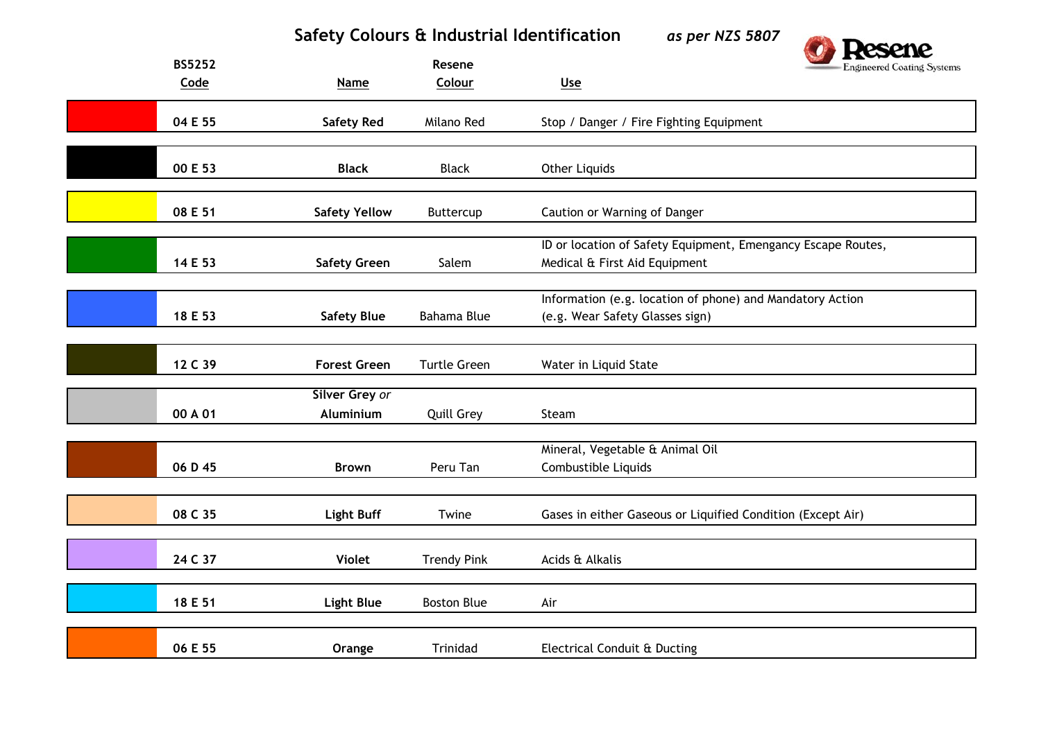# Safety Colours & Industrial Identification *as per NZS 5807*

Resene Engineered Coating Systems

| | BS5252 Code | Name | Resene Colour | Use |
|---|---|---|---|---|
| | 04 E 55 | **Safety Red** | Milano Red | Stop / Danger / Fire Fighting Equipment |
| | 00 E 53 | **Black** | Black | Other Liquids |
| | 08 E 51 | **Safety Yellow** | Buttercup | Caution or Warning of Danger |
| | 14 E 53 | **Safety Green** | Salem | ID or location of Safety Equipment, Emengancy Escape Routes, Medical & First Aid Equipment |
| | 18 E 53 | **Safety Blue** | Bahama Blue | Information (e.g. location of phone) and Mandatory Action (e.g. Wear Safety Glasses sign) |
| | 12 C 39 | **Forest Green** | Turtle Green | Water in Liquid State |
| | 00 A 01 | **Silver Grey** *or* **Aluminium** | Quill Grey | Steam |
| | 06 D 45 | **Brown** | Peru Tan | Mineral, Vegetable & Animal Oil Combustible Liquids |
| | 08 C 35 | **Light Buff** | Twine | Gases in either Gaseous or Liquified Condition (Except Air) |
| | 24 C 37 | **Violet** | Trendy Pink | Acids & Alkalis |
| | 18 E 51 | **Light Blue** | Boston Blue | Air |
| | 06 E 55 | **Orange** | Trinidad | Electrical Conduit & Ducting |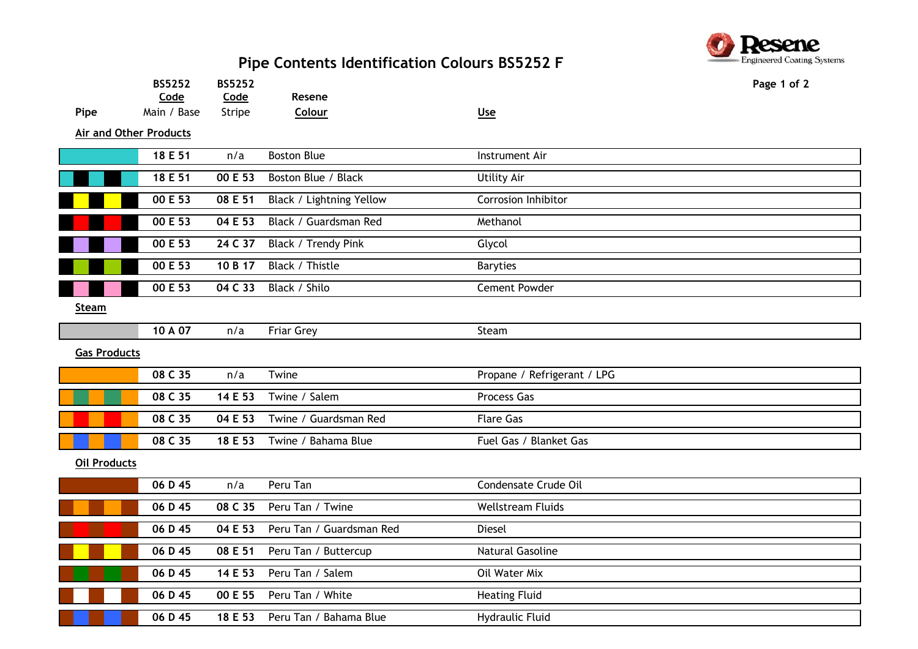# Pipe Contents Identification Colours BS5252 F

| Pipe | BS5252 Code Main / Base | BS5252 Code Stripe | Resene Colour | Use |
|---|---|---|---|---|
| **Air and Other Products** | | | | |
| | 18 E 51 | n/a | Boston Blue | Instrument Air |
| | 18 E 51 | 00 E 53 | Boston Blue / Black | Utility Air |
| | 00 E 53 | 08 E 51 | Black / Lightning Yellow | Corrosion Inhibitor |
| | 00 E 53 | 04 E 53 | Black / Guardsman Red | Methanol |
| | 00 E 53 | 24 C 37 | Black / Trendy Pink | Glycol |
| | 00 E 53 | 10 B 17 | Black / Thistle | Baryties |
| | 00 E 53 | 04 C 33 | Black / Shilo | Cement Powder |
| **Steam** | | | | |
| | 10 A 07 | n/a | Friar Grey | Steam |
| **Gas Products** | | | | |
| | 08 C 35 | n/a | Twine | Propane / Refrigerant / LPG |
| | 08 C 35 | 14 E 53 | Twine / Salem | Process Gas |
| | 08 C 35 | 04 E 53 | Twine / Guardsman Red | Flare Gas |
| | 08 C 35 | 18 E 53 | Twine / Bahama Blue | Fuel Gas / Blanket Gas |
| **Oil Products** | | | | |
| | 06 D 45 | n/a | Peru Tan | Condensate Crude Oil |
| | 06 D 45 | 08 C 35 | Peru Tan / Twine | Wellstream Fluids |
| | 06 D 45 | 04 E 53 | Peru Tan / Guardsman Red | Diesel |
| | 06 D 45 | 08 E 51 | Peru Tan / Buttercup | Natural Gasoline |
| | 06 D 45 | 14 E 53 | Peru Tan / Salem | Oil Water Mix |
| | 06 D 45 | 00 E 55 | Peru Tan / White | Heating Fluid |
| | 06 D 45 | 18 E 53 | Peru Tan / Bahama Blue | Hydraulic Fluid |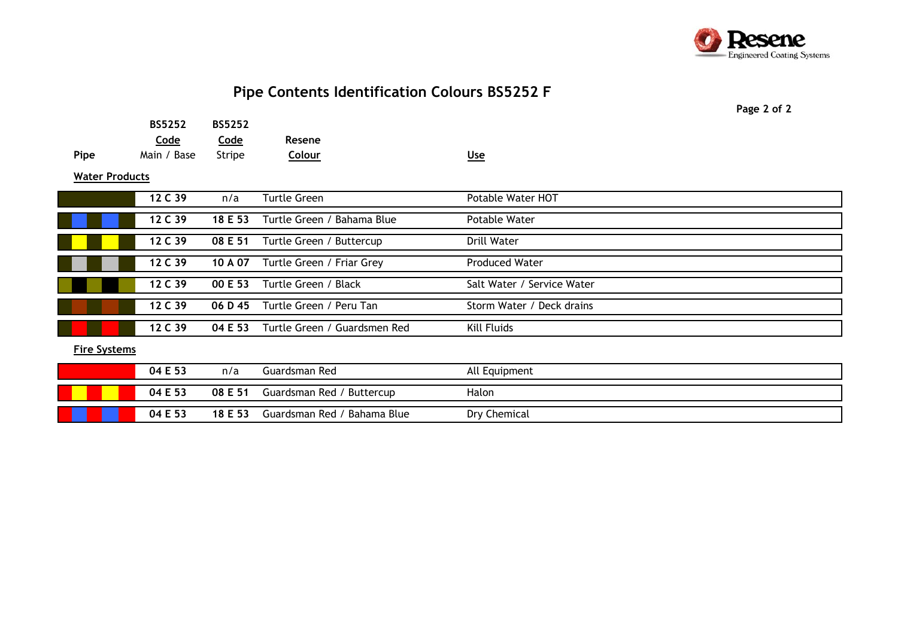# Pipe Contents Identification Colours BS5252 F

| Pipe | BS5252 Code Main / Base | BS5252 Code Stripe | Resene Colour | Use |
|---|---|---|---|---|
| **Water Products** | | | | |
| | 12 C 39 | n/a | Turtle Green | Potable Water HOT |
| | 12 C 39 | 18 E 53 | Turtle Green / Bahama Blue | Potable Water |
| | 12 C 39 | 08 E 51 | Turtle Green / Buttercup | Drill Water |
| | 12 C 39 | 10 A 07 | Turtle Green / Friar Grey | Produced Water |
| | 12 C 39 | 00 E 53 | Turtle Green / Black | Salt Water / Service Water |
| | 12 C 39 | 06 D 45 | Turtle Green / Peru Tan | Storm Water / Deck drains |
| | 12 C 39 | 04 E 53 | Turtle Green / Guardsmen Red | Kill Fluids |
| **Fire Systems** | | | | |
| | 04 E 53 | n/a | Guardsman Red | All Equipment |
| | 04 E 53 | 08 E 51 | Guardsman Red / Buttercup | Halon |
| | 04 E 53 | 18 E 53 | Guardsman Red / Bahama Blue | Dry Chemical |